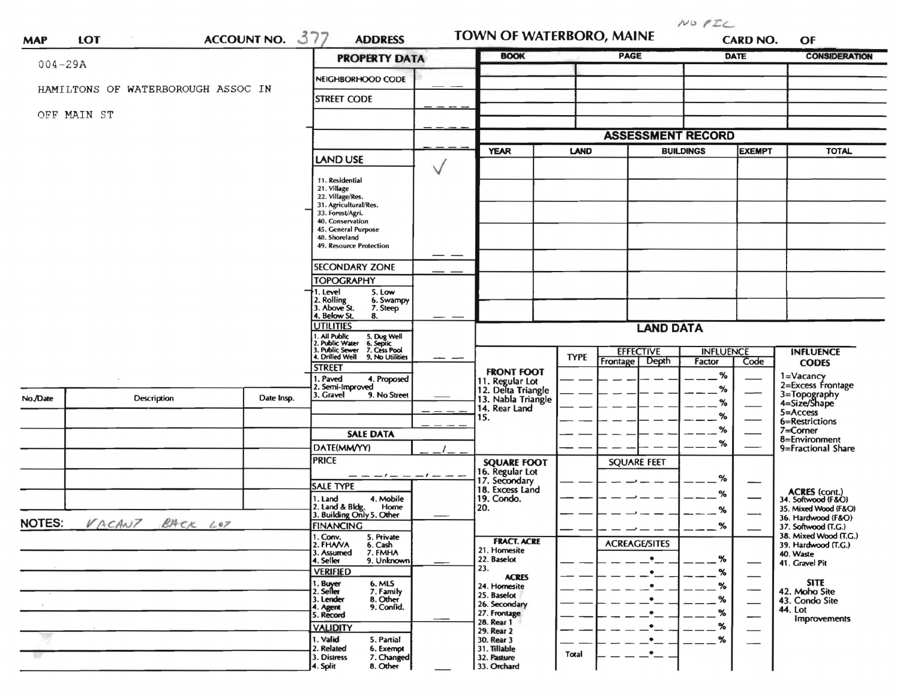NO PIC

**MAP** **LOT** **ACCOUNT NO.** 377 **ADDRESS** **TOWN OF WATERBORO, MAINE** **CARD NO.** **OF**

004-29A

HAMILTONS OF WATERBOROUGH ASSOC IN

OFF MAIN ST

## PROPERTY DATA

| | |
|---|---|
| NEIGHBORHOOD CODE | __ __ |
| STREET CODE | __ __ __ |
| | __ __ __ |
| | __ __ __ |
| LAND USE | ✓ |
| 11. Residential<br>21. Village<br>22. Village/Res.<br>31. Agricultural/Res.<br>33. Forest/Agri.<br>40. Conservation<br>45. General Purpose<br>48. Shoreland<br>49. Resource Protection | __ __ |
| SECONDARY ZONE | __ __ |
| TOPOGRAPHY<br>1. Level 5. Low<br>2. Rolling 6. Swampy<br>3. Above St. 7. Steep<br>4. Below St. 8. | __ __ |
| UTILITIES<br>1. All Public 5. Dug Well<br>2. Public Water 6. Septic<br>3. Public Sewer 7. Cess Pool<br>4. Drilled Well 9. No Utilities | __ __ |
| STREET<br>1. Paved 4. Proposed<br>2. Semi-Improved<br>3. Gravel 9. No Street | __ |
| | __ __ __ |
| | __ __ __ |

### SALE DATA

| | |
|---|---|
| DATE(MM/YY) | __ __ / __ __ |
| PRICE | __ __ __ , __ __ __ , __ __ __ |
| SALE TYPE<br>1. Land 4. Mobile Home<br>2. Land & Bldg.<br>3. Building Only 5. Other | __ |
| FINANCING<br>1. Conv. 5. Private<br>2. FHA/VA 6. Cash<br>3. Assumed 7. FMHA<br>4. Seller 9. Unknown | __ |
| VERIFIED<br>1. Buyer 6. MLS<br>2. Seller 7. Family<br>3. Lender 8. Other<br>4. Agent 9. Confid.<br>5. Record | __ |
| VALIDITY<br>1. Valid 5. Partial<br>2. Related 6. Exempt<br>3. Distress 7. Changed<br>4. Split 8. Other | __ |

| BOOK | PAGE | DATE | CONSIDERATION |
|---|---|---|---|
| | | | |
| | | | |
| | | | |
| | | | |

## ASSESSMENT RECORD

| YEAR | LAND | BUILDINGS | EXEMPT | TOTAL |
|---|---|---|---|---|
| | | | | |
| | | | | |
| | | | | |
| | | | | |
| | | | | |
| | | | | |
| | | | | |

## LAND DATA

| | TYPE | EFFECTIVE Frontage | EFFECTIVE Depth | INFLUENCE Factor | INFLUENCE Code |
|---|---|---|---|---|---|
| **FRONT FOOT**<br>11. Regular Lot<br>12. Delta Triangle<br>13. Nabla Triangle<br>14. Rear Land<br>15. | | | | % | |
| **SQUARE FOOT**<br>16. Regular Lot<br>17. Secondary<br>18. Excess Land<br>19. Condo.<br>20. | | SQUARE FEET | | % | |
| **FRACT. ACRE**<br>21. Homesite<br>22. Baselot<br>23.<br>**ACRES**<br>24. Homesite<br>25. Baselot<br>26. Secondary<br>27. Frontage<br>28. Rear 1<br>29. Rear 2<br>30. Rear 3<br>31. Tillable<br>32. Pasture<br>33. Orchard | Total | ACREAGE/SITES | | % | |

**INFLUENCE CODES**
1=Vacancy
2=Excess Frontage
3=Topography
4=Size/Shape
5=Access
6=Restrictions
7=Corner
8=Environment
9=Fractional Share

**ACRES (cont.)**
34. Softwood (F&O)
35. Mixed Wood (F&O)
36. Hardwood (F&O)
37. Softwood (T.G.)
38. Mixed Wood (T.G.)
39. Hardwood (T.G.)
40. Waste
41. Gravel Pit

**SITE**
42. Moho Site
43. Condo Site
44. Lot Improvements

| No./Date | Description | Date Insp. |
|---|---|---|
| | | |
| | | |
| | | |
| | | |
| | | |
| | | |

NOTES: VACANT BACK LOT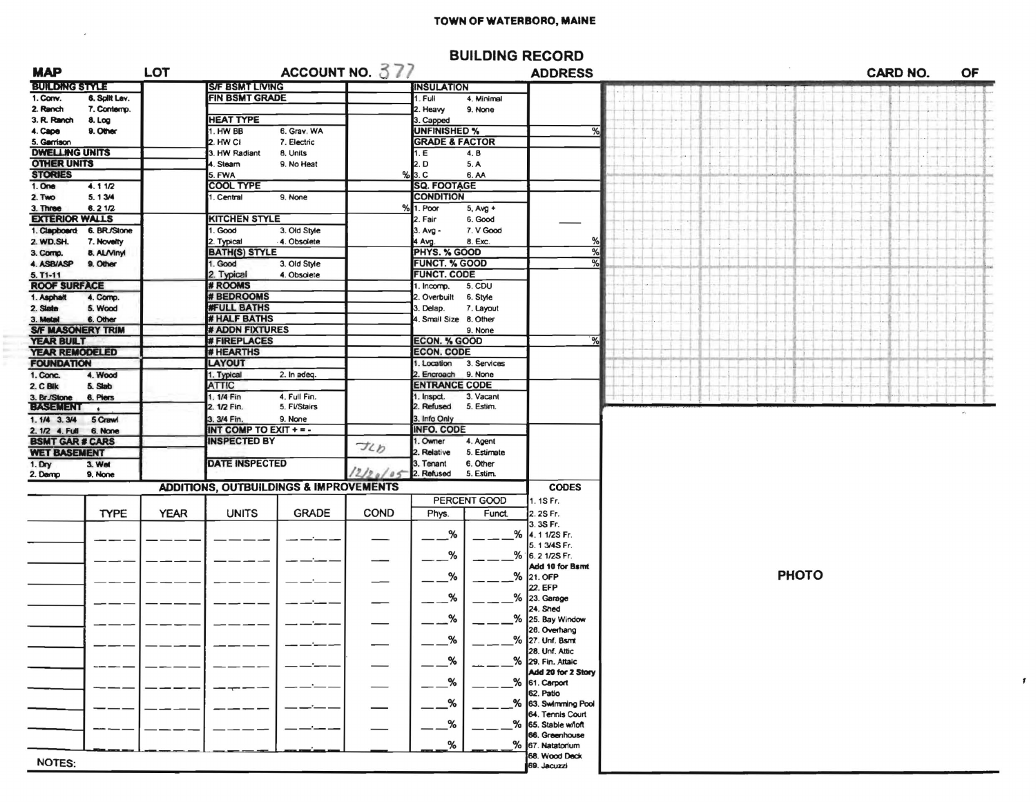**TOWN OF WATERBORO, MAINE**

## BUILDING RECORD

**MAP** | **LOT** | **ACCOUNT NO.** 377 | **ADDRESS** | **CARD NO.** | **OF**

| | | | | | |
|---|---|---|---|---|---|
| **BUILDING STYLE** | | **S/F BSMT LIVING** | | **INSULATION** | |
| 1. Conv. 6. Split Lev. 2. Ranch 7. Contemp. 3. R. Ranch 8. Log 4. Cape 9. Other 5. Garrison | | **FIN BSMT GRADE** | | 1. Full 4. Minimal 2. Heavy 9. None 3. Capped | |
| **DWELLING UNITS** | | **HEAT TYPE** 1. HW BB 6. Grav. WA 2. HW CI 7. Electric 3. HW Radiant 8. Units 4. Steam 9. No Heat 5. FWA | % | **UNFINISHED %** | % |
| **OTHER UNITS** | | | | **GRADE & FACTOR** 1. E 4. B 2. D 5. A 3. C 6. AA | |
| **STORIES** 1. One 4. 1 1/2 2. Two 5. 1 3/4 3. Three 6. 2 1/2 | | **COOL TYPE** 1. Central 9. None | % | **SQ. FOOTAGE** | |
| **EXTERIOR WALLS** 1. Clapboard 6. BR/Stone 2. WD.SH. 7. Novelty 3. Comp. 8. AL/Vinyl 4. ASB/ASP 9. Other 5. T1-11 | | **KITCHEN STYLE** 1. Good 3. Old Style 2. Typical 4. Obsolete | | **CONDITION** 1. Poor 5. Avg + 2. Fair 6. Good 3. Avg - 7. V Good 4 Avg. 8. Exc. | ___ % |
| | | **BATH(S) STYLE** 1. Good 3. Old Style 2. Typical 4. Obsolete | | **PHYS. % GOOD** | % |
| | | | | **FUNCT. % GOOD** | % |
| **ROOF SURFACE** 1. Asphalt 4. Comp. 2. Slate 5. Wood 3. Metal 6. Other | | **# ROOMS** | | **FUNCT. CODE** 1. Incomp. 5. CDU 2. Overbuilt 6. Style 3. Delap. 7. Layout 4. Small Size 8. Other 9. None | |
| | | **# BEDROOMS** | | | |
| | | **#FULL BATHS** | | | |
| | | **# HALF BATHS** | | | |
| **S/F MASONERY TRIM** | | **# ADDN FIXTURES** | | | |
| **YEAR BUILT** | | **# FIREPLACES** | | **ECON. % GOOD** | % |
| **YEAR REMODELED** | | **# HEARTHS** | | **ECON. CODE** 1. Location 3. Services 2. Encroach 9. None | |
| **FOUNDATION** 1. Conc. 4. Wood 2. C Blk 5. Slab 3. Br./Stone 6. Piers | | **LAYOUT** 1. Typical 2. In adeq. | | | |
| | | **ATTIC** 1. 1/4 Fin 4. Full Fin. 2. 1/2 Fin. 5. Fl/Stairs 3. 3/4 Fin. 9. None | | **ENTRANCE CODE** 1. Inspct. 3. Vacant 2. Refused 5. Estim. 3. Info Only | |
| **BASEMENT** 1. 1/4 3. 3/4 5 Crawl 2. 1/2 4. Full 6. None | | **INT COMP TO EXIT + = -** | | **INFO. CODE** | |
| **BSMT GAR # CARS** | | **INSPECTED BY** | JLD | 1. Owner 4. Agent 2. Relative 5. Estimate 3. Tenant 6. Other | |
| **WET BASEMENT** 1. Dry 3. Wet 2. Damp 9. None | | **DATE INSPECTED** | 12/20/05 | 2. Refused 5. Estim. | |

### ADDITIONS, OUTBUILDINGS & IMPROVEMENTS

| | TYPE | YEAR | UNITS | GRADE | COND | PERCENT GOOD Phys. | Funct. |
|---|---|---|---|---|---|---|---|
| | | | | | | % | % |
| | | | | | | % | % |
| | | | | | | % | % |
| | | | | | | % | % |
| | | | | | | % | % |
| | | | | | | % | % |
| | | | | | | % | % |
| | | | | | | % | % |
| | | | | | | % | % |
| | | | | | | % | % |
| | | | | | | % | % |

**NOTES:**

**CODES**
1. 1S Fr.
2. 2S Fr.
3. 3S Fr.
4. 1 1/2S Fr.
5. 1 3/4S Fr.
6. 2 1/2S Fr.

**Add 10 for Bsmt**

21. OFP
22. EFP
23. Garage
24. Shed
25. Bay Window
26. Overhang
27. Unf. Bsmt
28. Unf. Attic
29. Fin. Attaic

**Add 20 for 2 Story**

61. Carport
62. Patio
63. Swimming Pool
64. Tennis Court
65. Stable w/loft
66. Greenhouse
67. Natatorium
68. Wood Deck
69. Jacuzzi

**PHOTO**